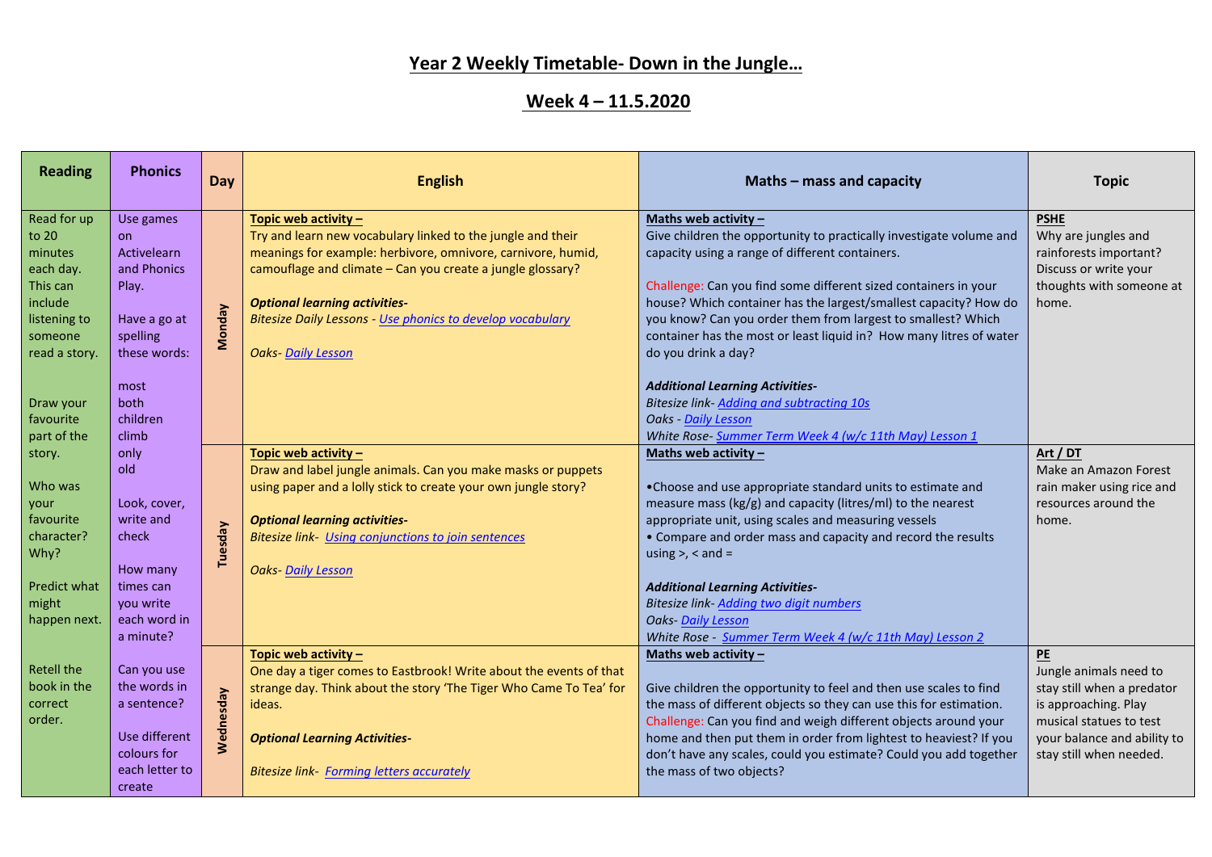# Year 2 Weekly Timetable- Down in the Jungle…

## Week 4 – 11.5.2020

| Reading | Phonics | Day | English | Maths – mass and capacity | Topic |
|---|---|---|---|---|---|
| Read for up to 20 minutes each day. This can include listening to someone read a story.<br><br>Draw your favourite part of the story.<br><br>Who was your favourite character? Why?<br><br>Predict what might happen next.<br><br>Retell the book in the correct order. | Use games on Activelearn and Phonics Play.<br><br>Have a go at spelling these words:<br><br>most<br>both<br>children<br>climb<br>only<br>old<br><br>Look, cover, write and check<br><br>How many times can you write each word in a minute?<br><br>Can you use the words in a sentence?<br><br>Use different colours for each letter to create | **Monday** | **Topic web activity –**<br>Try and learn new vocabulary linked to the jungle and their meanings for example: herbivore, omnivore, carnivore, humid, camouflage and climate – Can you create a jungle glossary?<br><br>***Optional learning activities-***<br>*Bitesize Daily Lessons - Use phonics to develop vocabulary*<br><br>*Oaks- Daily Lesson* | **Maths web activity –**<br>Give children the opportunity to practically investigate volume and capacity using a range of different containers.<br><br>Challenge: Can you find some different sized containers in your house? Which container has the largest/smallest capacity? How do you know? Can you order them from largest to smallest? Which container has the most or least liquid in? How many litres of water do you drink a day?<br><br>***Additional Learning Activities-***<br>*Bitesize link- Adding and subtracting 10s*<br>*Oaks - Daily Lesson*<br>*White Rose- Summer Term Week 4 (w/c 11th May) Lesson 1* | **PSHE**<br>Why are jungles and rainforests important? Discuss or write your thoughts with someone at home. |
| | | **Tuesday** | **Topic web activity –**<br>Draw and label jungle animals. Can you make masks or puppets using paper and a lolly stick to create your own jungle story?<br><br>***Optional learning activities-***<br>*Bitesize link- Using conjunctions to join sentences*<br><br>*Oaks- Daily Lesson* | **Maths web activity –**<br><br>•Choose and use appropriate standard units to estimate and measure mass (kg/g) and capacity (litres/ml) to the nearest appropriate unit, using scales and measuring vessels<br>• Compare and order mass and capacity and record the results using >, < and =<br><br>***Additional Learning Activities-***<br>*Bitesize link- Adding two digit numbers*<br>*Oaks- Daily Lesson*<br>*White Rose - Summer Term Week 4 (w/c 11th May) Lesson 2* | **Art / DT**<br>Make an Amazon Forest rain maker using rice and resources around the home. |
| | | **Wednesday** | **Topic web activity –**<br>One day a tiger comes to Eastbrook! Write about the events of that strange day. Think about the story 'The Tiger Who Came To Tea' for ideas.<br><br>***Optional Learning Activities-***<br><br>*Bitesize link- Forming letters accurately* | **Maths web activity –**<br><br>Give children the opportunity to feel and then use scales to find the mass of different objects so they can use this for estimation.<br>Challenge: Can you find and weigh different objects around your home and then put them in order from lightest to heaviest? If you don't have any scales, could you estimate? Could you add together the mass of two objects? | **PE**<br>Jungle animals need to stay still when a predator is approaching. Play musical statues to test your balance and ability to stay still when needed. |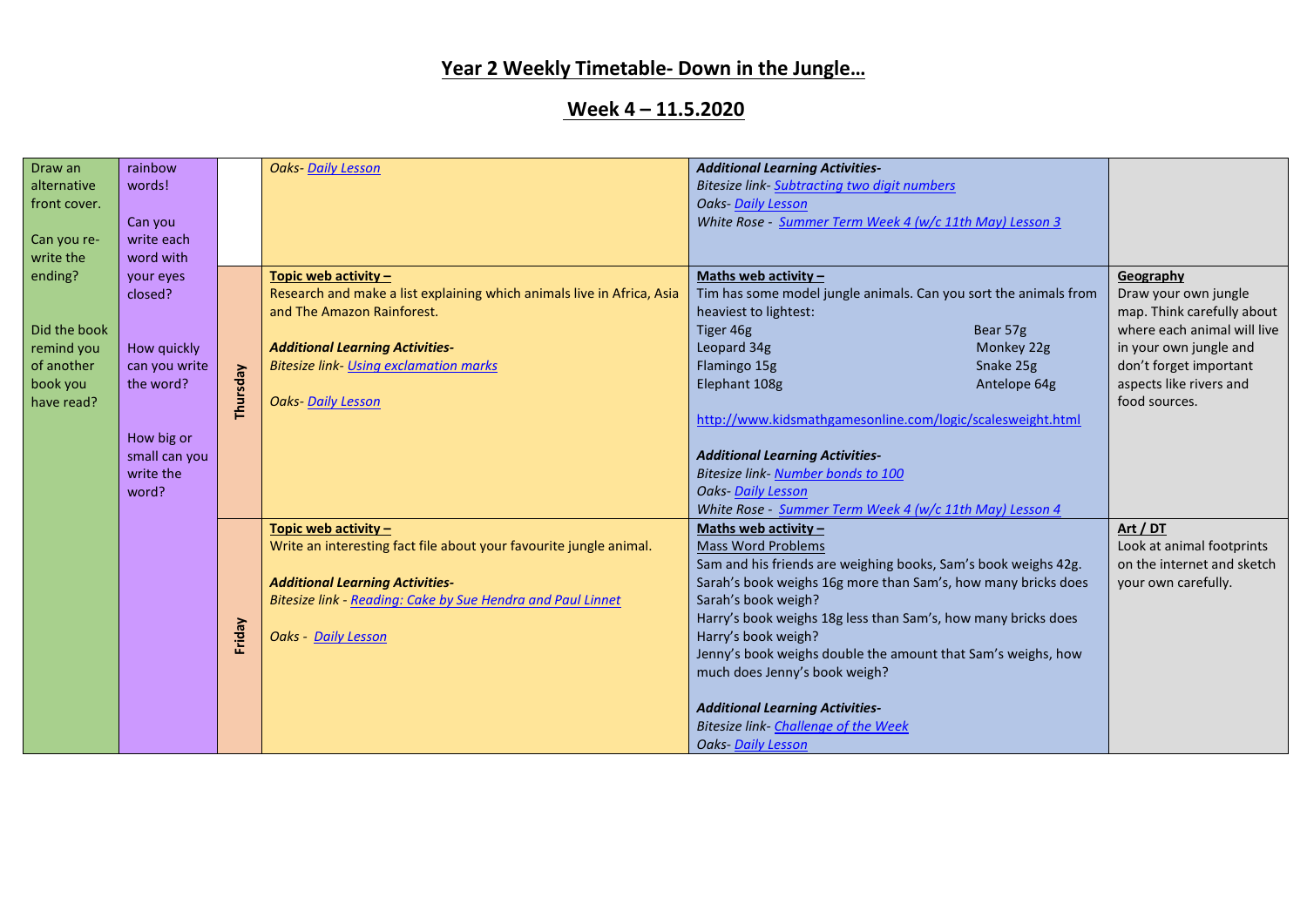# Year 2 Weekly Timetable- Down in the Jungle…

## Week 4 – 11.5.2020

| | | | | | |
|---|---|---|---|---|---|
| Draw an alternative front cover.<br><br>Can you re-write the ending?<br><br>Did the book remind you of another book you have read? | rainbow words!<br><br>Can you write each word with your eyes closed?<br><br>How quickly can you write the word?<br><br>How big or small can you write the word? | | *Oaks- Daily Lesson* | ***Additional Learning Activities-***<br>*Bitesize link- Subtracting two digit numbers*<br>*Oaks- Daily Lesson*<br>*White Rose - Summer Term Week 4 (w/c 11th May) Lesson 3* | |
| | | **Thursday** | **Topic web activity –**<br>Research and make a list explaining which animals live in Africa, Asia and The Amazon Rainforest.<br><br>***Additional Learning Activities-***<br>*Bitesize link- Using exclamation marks*<br><br>*Oaks- Daily Lesson* | **Maths web activity –**<br>Tim has some model jungle animals. Can you sort the animals from heaviest to lightest:<br>Tiger 46g Bear 57g<br>Leopard 34g Monkey 22g<br>Flamingo 15g Snake 25g<br>Elephant 108g Antelope 64g<br><br>http://www.kidsmathgamesonline.com/logic/scalesweight.html<br><br>***Additional Learning Activities-***<br>*Bitesize link- Number bonds to 100*<br>*Oaks- Daily Lesson*<br>*White Rose - Summer Term Week 4 (w/c 11th May) Lesson 4* | **Geography**<br>Draw your own jungle map. Think carefully about where each animal will live in your own jungle and don't forget important aspects like rivers and food sources. |
| | | **Friday** | **Topic web activity –**<br>Write an interesting fact file about your favourite jungle animal.<br><br>***Additional Learning Activities-***<br>*Bitesize link - Reading: Cake by Sue Hendra and Paul Linnet*<br><br>*Oaks - Daily Lesson* | **Maths web activity –**<br>Mass Word Problems<br>Sam and his friends are weighing books, Sam's book weighs 42g. Sarah's book weighs 16g more than Sam's, how many bricks does Sarah's book weigh?<br>Harry's book weighs 18g less than Sam's, how many bricks does Harry's book weigh?<br>Jenny's book weighs double the amount that Sam's weighs, how much does Jenny's book weigh?<br><br>***Additional Learning Activities-***<br>*Bitesize link- Challenge of the Week*<br>*Oaks- Daily Lesson* | **Art / DT**<br>Look at animal footprints on the internet and sketch your own carefully. |